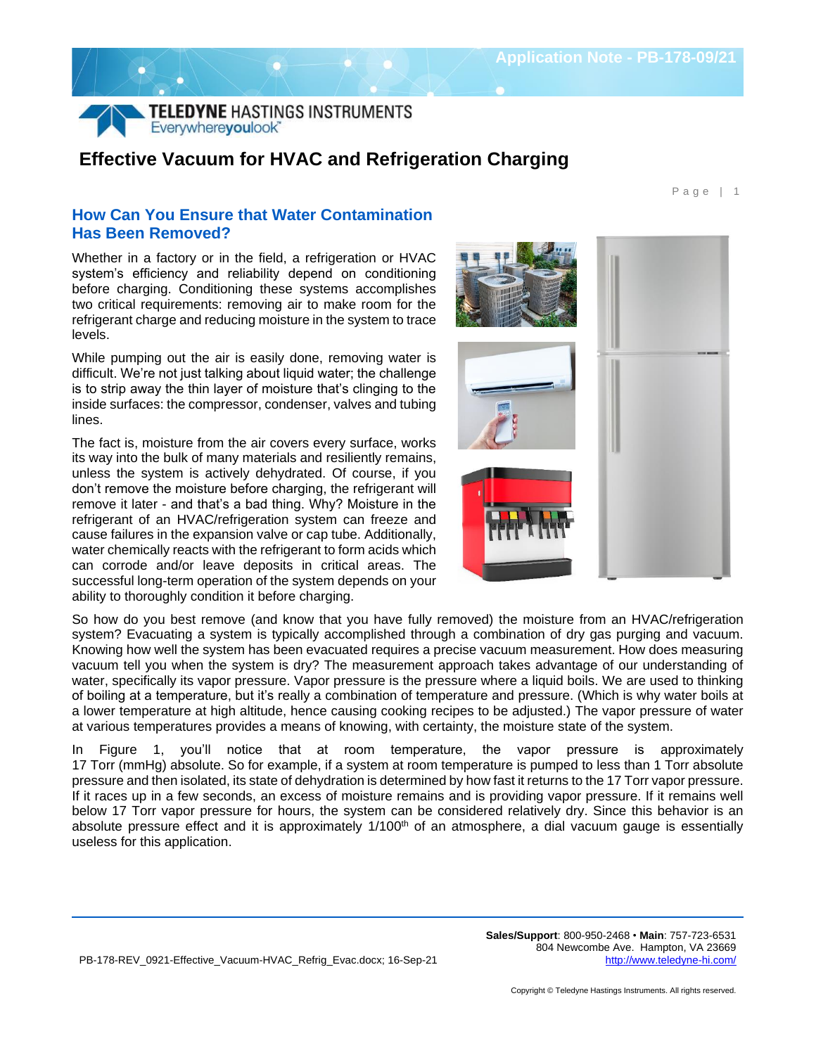# Effective Vacuum for HVAC and Refrigeration Charging

## How Can You Ensure that Water Contamination Has Been Removed?

Whether in a factory or in the field, a refrigeration or HVAC system's efficiency and reliability depend on conditioning before charging. Conditioning these systems accomplishes two critical requirements: removing air to make room for the refrigerant charge and reducing moisture in the system to trace levels.

While pumping out the air is easily done, removing water is difficult. We're not just talking about liquid water; the challenge is to strip away the thin layer of moisture that's clinging to the inside surfaces: the compressor, condenser, valves and tubing lines.

The fact is, moisture from the air covers every surface, works its way into the bulk of many materials and resiliently remains, unless the system is actively dehydrated. Of course, if you don't remove the moisture before charging, the refrigerant will remove it later - and that's a bad thing. Why? Moisture in the refrigerant of an HVAC/refrigeration system can freeze and cause failures in the expansion valve or cap tube. Additionally, water chemically reacts with the refrigerant to form acids which can corrode and/or leave deposits in critical areas. The successful long-term operation of the system depends on your ability to thoroughly condition it before charging.

So how do you best remove (and know that you have fully removed) the moisture from an HVAC/refrigeration system? Evacuating a system is typically accomplished through a combination of dry gas purging and vacuum. Knowing how well the system has been evacuated requires a precise vacuum measurement. How does measuring vacuum tell you when the system is dry? The measurement approach takes advantage of our understanding of water, specifically its vapor pressure. Vapor pressure is the pressure where a liquid boils. We are used to thinking of boiling at a temperature, but it's really a combination of temperature and pressure. (Which is why water boils at a lower temperature at high altitude, hence causing cooking recipes to be adjusted.) The vapor pressure of water at various temperatures provides a means of knowing, with certainty, the moisture state of the system.

In Figure 1, you'll notice that at room temperature, the vapor pressure is approximately 17 Torr (mmHg) absolute. So for example, if a system at room temperature is pumped to less than 1 Torr absolute pressure and then isolated, its state of dehydration is determined by how fast it returns to the 17 Torr vapor pressure. If it races up in a few seconds, an excess of moisture remains and is providing vapor pressure. If it remains well below 17 Torr vapor pressure for hours, the system can be considered relatively dry. Since this behavior is an absolute pressure effect and it is approximately 1/100$^{th}$ of an atmosphere, a dial vacuum gauge is essentially useless for this application.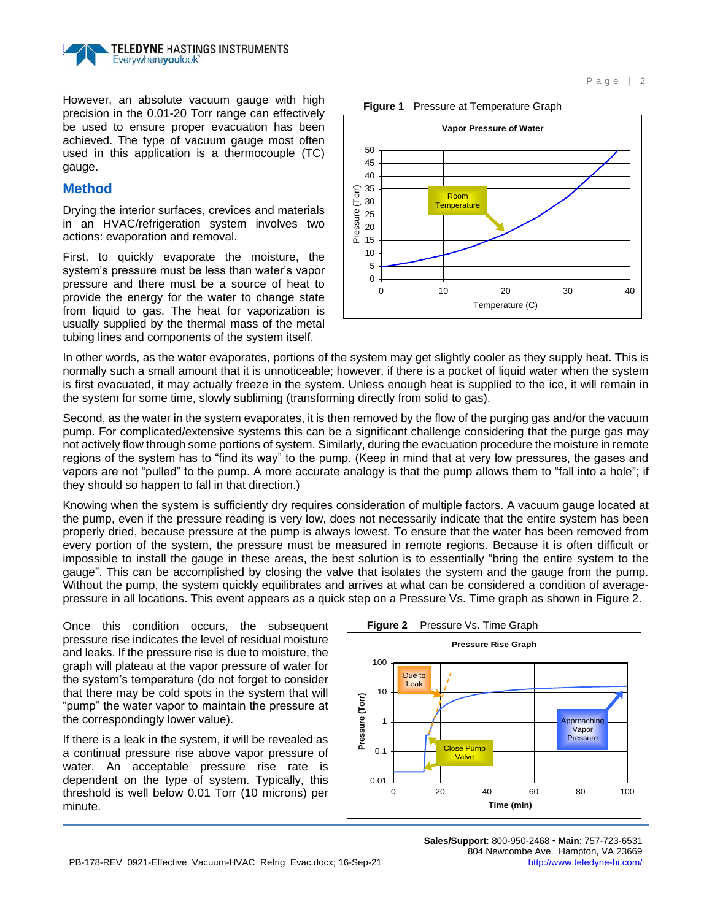However, an absolute vacuum gauge with high precision in the 0.01-20 Torr range can effectively be used to ensure proper evacuation has been achieved. The type of vacuum gauge most often used in this application is a thermocouple (TC) gauge.

## Method

Drying the interior surfaces, crevices and materials in an HVAC/refrigeration system involves two actions: evaporation and removal.

First, to quickly evaporate the moisture, the system's pressure must be less than water's vapor pressure and there must be a source of heat to provide the energy for the water to change state from liquid to gas. The heat for vaporization is usually supplied by the thermal mass of the metal tubing lines and components of the system itself.

**Figure 1** Pressure at Temperature Graph

In other words, as the water evaporates, portions of the system may get slightly cooler as they supply heat. This is normally such a small amount that it is unnoticeable; however, if there is a pocket of liquid water when the system is first evacuated, it may actually freeze in the system. Unless enough heat is supplied to the ice, it will remain in the system for some time, slowly subliming (transforming directly from solid to gas).

Second, as the water in the system evaporates, it is then removed by the flow of the purging gas and/or the vacuum pump. For complicated/extensive systems this can be a significant challenge considering that the purge gas may not actively flow through some portions of system. Similarly, during the evacuation procedure the moisture in remote regions of the system has to "find its way" to the pump. (Keep in mind that at very low pressures, the gases and vapors are not "pulled" to the pump. A more accurate analogy is that the pump allows them to "fall into a hole"; if they should so happen to fall in that direction.)

Knowing when the system is sufficiently dry requires consideration of multiple factors. A vacuum gauge located at the pump, even if the pressure reading is very low, does not necessarily indicate that the entire system has been properly dried, because pressure at the pump is always lowest. To ensure that the water has been removed from every portion of the system, the pressure must be measured in remote regions. Because it is often difficult or impossible to install the gauge in these areas, the best solution is to essentially "bring the entire system to the gauge". This can be accomplished by closing the valve that isolates the system and the gauge from the pump. Without the pump, the system quickly equilibrates and arrives at what can be considered a condition of average-pressure in all locations. This event appears as a quick step on a Pressure Vs. Time graph as shown in Figure 2.

Once this condition occurs, the subsequent pressure rise indicates the level of residual moisture and leaks. If the pressure rise is due to moisture, the graph will plateau at the vapor pressure of water for the system's temperature (do not forget to consider that there may be cold spots in the system that will "pump" the water vapor to maintain the pressure at the correspondingly lower value).

If there is a leak in the system, it will be revealed as a continual pressure rise above vapor pressure of water. An acceptable pressure rise rate is dependent on the type of system. Typically, this threshold is well below 0.01 Torr (10 microns) per minute.

**Figure 2** Pressure Vs. Time Graph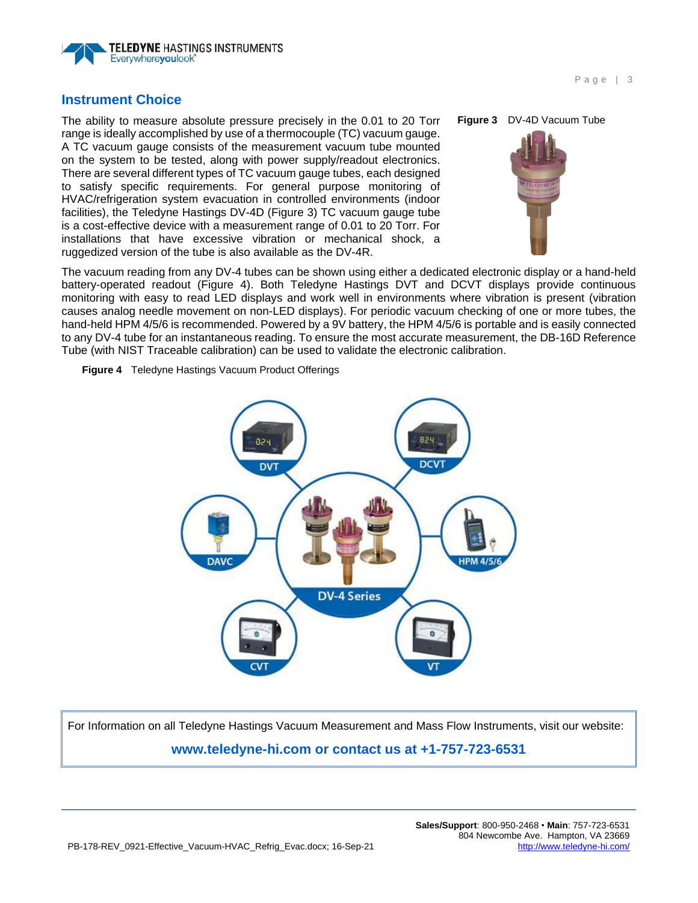## Instrument Choice

The ability to measure absolute pressure precisely in the 0.01 to 20 Torr range is ideally accomplished by use of a thermocouple (TC) vacuum gauge. A TC vacuum gauge consists of the measurement vacuum tube mounted on the system to be tested, along with power supply/readout electronics. There are several different types of TC vacuum gauge tubes, each designed to satisfy specific requirements. For general purpose monitoring of HVAC/refrigeration system evacuation in controlled environments (indoor facilities), the Teledyne Hastings DV-4D (Figure 3) TC vacuum gauge tube is a cost-effective device with a measurement range of 0.01 to 20 Torr. For installations that have excessive vibration or mechanical shock, a ruggedized version of the tube is also available as the DV-4R.

**Figure 3** DV-4D Vacuum Tube

The vacuum reading from any DV-4 tubes can be shown using either a dedicated electronic display or a hand-held battery-operated readout (Figure 4). Both Teledyne Hastings DVT and DCVT displays provide continuous monitoring with easy to read LED displays and work well in environments where vibration is present (vibration causes analog needle movement on non-LED displays). For periodic vacuum checking of one or more tubes, the hand-held HPM 4/5/6 is recommended. Powered by a 9V battery, the HPM 4/5/6 is portable and is easily connected to any DV-4 tube for an instantaneous reading. To ensure the most accurate measurement, the DB-16D Reference Tube (with NIST Traceable calibration) can be used to validate the electronic calibration.

**Figure 4** Teledyne Hastings Vacuum Product Offerings

DVT
DCVT
DAVC
DV-4 Series
HPM 4/5/6
CVT
VT

For Information on all Teledyne Hastings Vacuum Measurement and Mass Flow Instruments, visit our website:

**www.teledyne-hi.com or contact us at +1-757-723-6531**